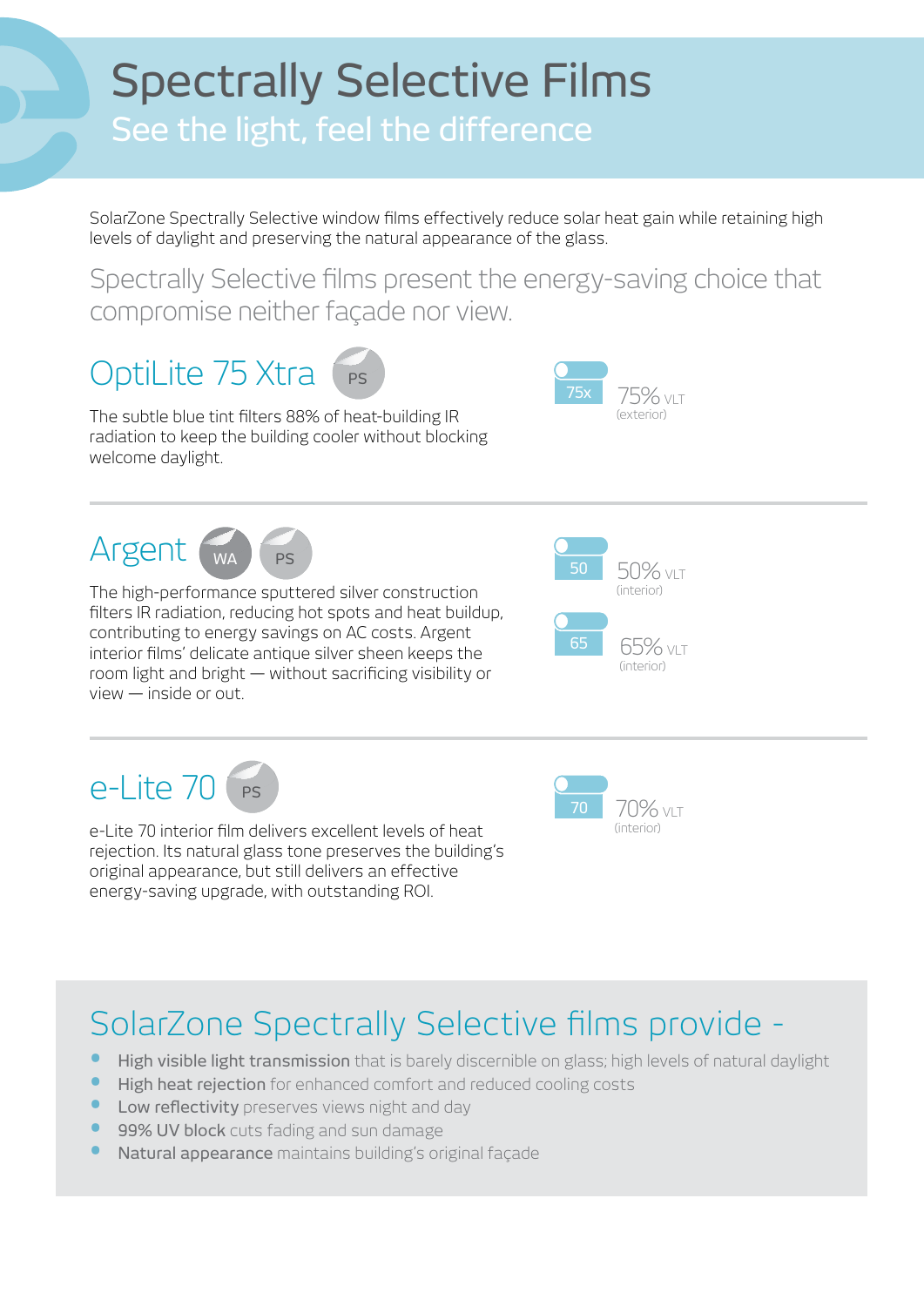# Spectrally Selective Films

## See the light, feel the difference

SolarZone Spectrally Selective window films effectively reduce solar heat gain while retaining high levels of daylight and preserving the natural appearance of the glass.

Spectrally Selective films present the energy-saving choice that compromise neither façade nor view.

## OptiLite 75 Xtra PS

The subtle blue tint filters 88% of heat-building IR radiation to keep the building cooler without blocking welcome daylight.

75x — 75% VLT (exterior)

## Argent WA PS

The high-performance sputtered silver construction filters IR radiation, reducing hot spots and heat buildup, contributing to energy savings on AC costs. Argent interior films' delicate antique silver sheen keeps the room light and bright — without sacrificing visibility or view — inside or out.

50 — 50% VLT (interior)

65 — 65% VLT (interior)

## e-Lite 70 PS

e-Lite 70 interior film delivers excellent levels of heat rejection. Its natural glass tone preserves the building's original appearance, but still delivers an effective energy-saving upgrade, with outstanding ROI.

70 — 70% VLT (interior)

## SolarZone Spectrally Selective films provide -

- **High visible light transmission** that is barely discernible on glass; high levels of natural daylight
- **High heat rejection** for enhanced comfort and reduced cooling costs
- **Low reflectivity** preserves views night and day
- **99% UV block** cuts fading and sun damage
- **Natural appearance** maintains building's original façade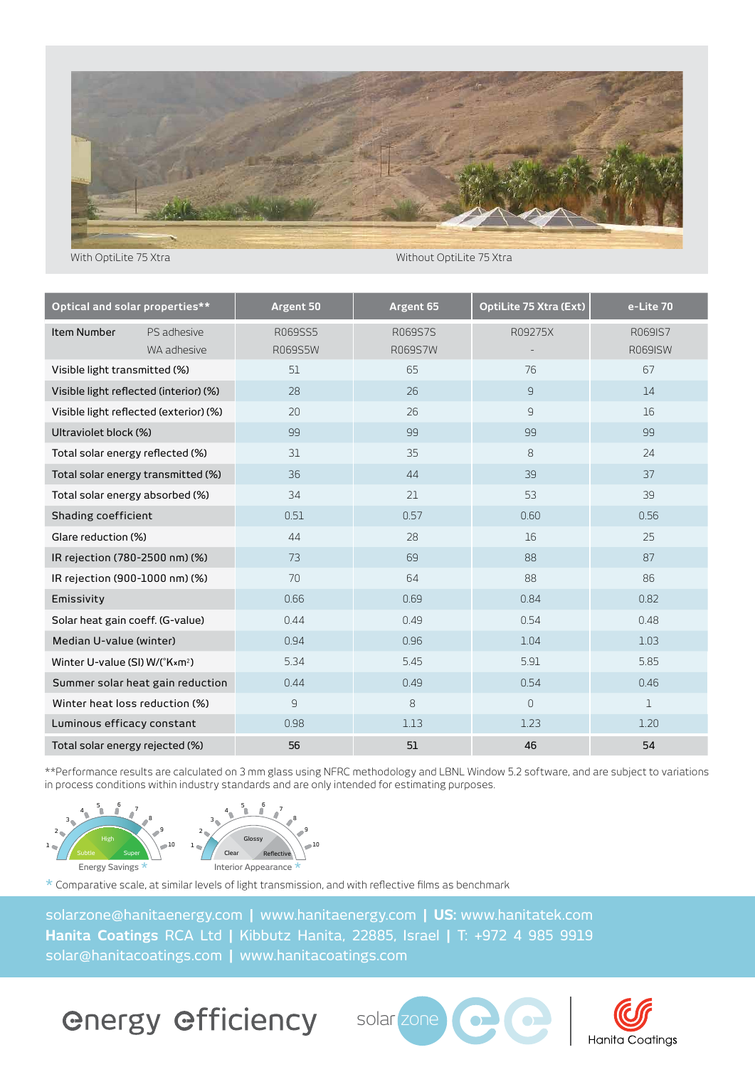With OptiLite 75 Xtra

Without OptiLite 75 Xtra

| Optical and solar properties** | | Argent 50 | Argent 65 | OptiLite 75 Xtra (Ext) | e-Lite 70 |
|---|---|---|---|---|---|
| Item Number | PS adhesive | R069SS5 | R069S7S | R09275X | R069IS7 |
| | WA adhesive | R069S5W | R069S7W | - | R069ISW |
| Visible light transmitted (%) | | 51 | 65 | 76 | 67 |
| Visible light reflected (interior) (%) | | 28 | 26 | 9 | 14 |
| Visible light reflected (exterior) (%) | | 20 | 26 | 9 | 16 |
| Ultraviolet block (%) | | 99 | 99 | 99 | 99 |
| Total solar energy reflected (%) | | 31 | 35 | 8 | 24 |
| Total solar energy transmitted (%) | | 36 | 44 | 39 | 37 |
| Total solar energy absorbed (%) | | 34 | 21 | 53 | 39 |
| Shading coefficient | | 0.51 | 0.57 | 0.60 | 0.56 |
| Glare reduction (%) | | 44 | 28 | 16 | 25 |
| IR rejection (780-2500 nm) (%) | | 73 | 69 | 88 | 87 |
| IR rejection (900-1000 nm) (%) | | 70 | 64 | 88 | 86 |
| Emissivity | | 0.66 | 0.69 | 0.84 | 0.82 |
| Solar heat gain coeff. (G-value) | | 0.44 | 0.49 | 0.54 | 0.48 |
| Median U-value (winter) | | 0.94 | 0.96 | 1.04 | 1.03 |
| Winter U-value (SI) W/(°K×m²) | | 5.34 | 5.45 | 5.91 | 5.85 |
| Summer solar heat gain reduction | | 0.44 | 0.49 | 0.54 | 0.46 |
| Winter heat loss reduction (%) | | 9 | 8 | 0 | 1 |
| Luminous efficacy constant | | 0.98 | 1.13 | 1.23 | 1.20 |
| **Total solar energy rejected (%)** | | **56** | **51** | **46** | **54** |

**Performance results are calculated on 3 mm glass using NFRC methodology and LBNL Window 5.2 software, and are subject to variations in process conditions within industry standards and are only intended for estimating purposes.

1 2 3 4 5 6 7 8 9 10
Subtle High Super
Energy Savings *

1 2 3 4 5 6 7 8 9 10
Clear Glossy Reflective
Interior Appearance *

* Comparative scale, at similar levels of light transmission, and with reflective films as benchmark

solarzone@hanitaenergy.com | www.hanitaenergy.com | **US:** www.hanitatek.com
**Hanita Coatings** RCA Ltd | Kibbutz Hanita, 22885, Israel | T: +972 4 985 9919
solar@hanitacoatings.com | www.hanitacoatings.com

energy efficiency

solar zone

Hanita Coatings